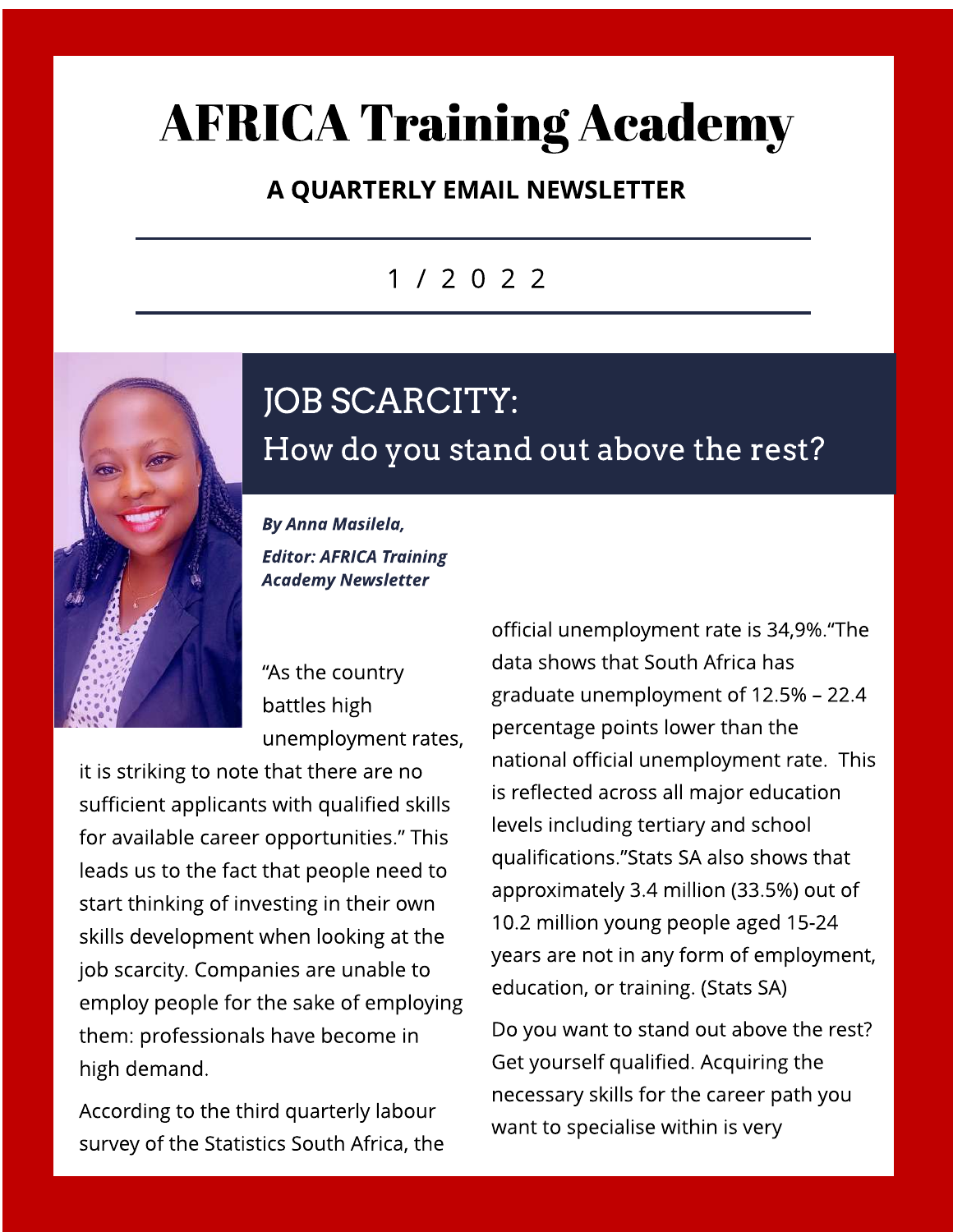# AFRICA Training Academy

**A QUARTERLY EMAIL NEWSLETTER**

1 / 2 0 2 2

## JOB SCARCITY:
## How do you stand out above the rest?

***By Anna Masilela,***
***Editor: AFRICA Training Academy Newsletter***

"As the country battles high unemployment rates, it is striking to note that there are no sufficient applicants with qualified skills for available career opportunities." This leads us to the fact that people need to start thinking of investing in their own skills development when looking at the job scarcity. Companies are unable to employ people for the sake of employing them: professionals have become in high demand.

According to the third quarterly labour survey of the Statistics South Africa, the official unemployment rate is 34,9%."The data shows that South Africa has graduate unemployment of 12.5% – 22.4 percentage points lower than the national official unemployment rate. This is reflected across all major education levels including tertiary and school qualifications."Stats SA also shows that approximately 3.4 million (33.5%) out of 10.2 million young people aged 15-24 years are not in any form of employment, education, or training. (Stats SA)

Do you want to stand out above the rest? Get yourself qualified. Acquiring the necessary skills for the career path you want to specialise within is very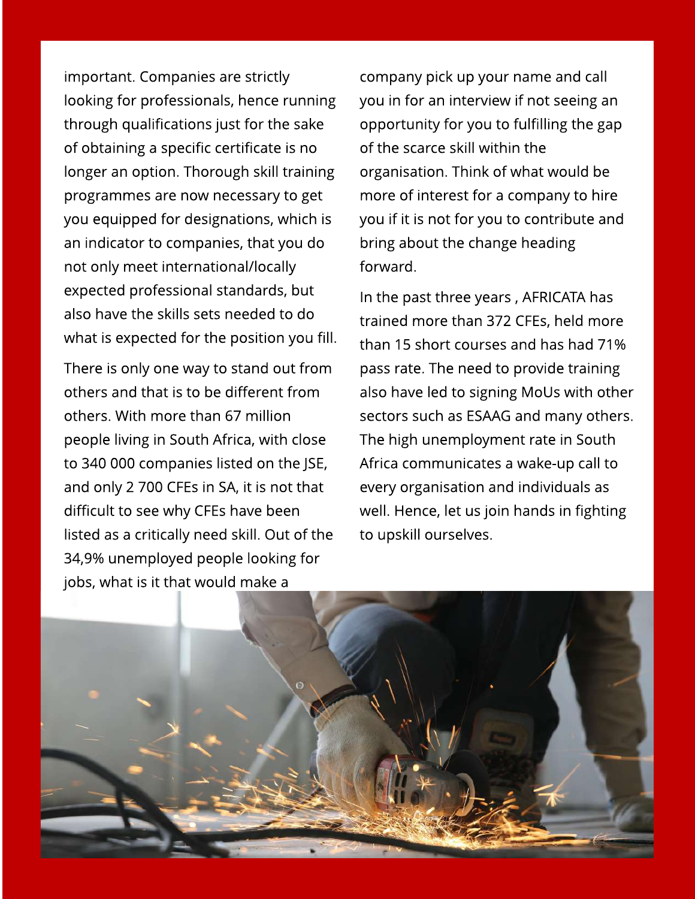important. Companies are strictly looking for professionals, hence running through qualifications just for the sake of obtaining a specific certificate is no longer an option. Thorough skill training programmes are now necessary to get you equipped for designations, which is an indicator to companies, that you do not only meet international/locally expected professional standards, but also have the skills sets needed to do what is expected for the position you fill.

There is only one way to stand out from others and that is to be different from others. With more than 67 million people living in South Africa, with close to 340 000 companies listed on the JSE, and only 2 700 CFEs in SA, it is not that difficult to see why CFEs have been listed as a critically need skill. Out of the 34,9% unemployed people looking for jobs, what is it that would make a company pick up your name and call you in for an interview if not seeing an opportunity for you to fulfilling the gap of the scarce skill within the organisation. Think of what would be more of interest for a company to hire you if it is not for you to contribute and bring about the change heading forward.

In the past three years , AFRICATA has trained more than 372 CFEs, held more than 15 short courses and has had 71% pass rate. The need to provide training also have led to signing MoUs with other sectors such as ESAAG and many others. The high unemployment rate in South Africa communicates a wake-up call to every organisation and individuals as well. Hence, let us join hands in fighting to upskill ourselves.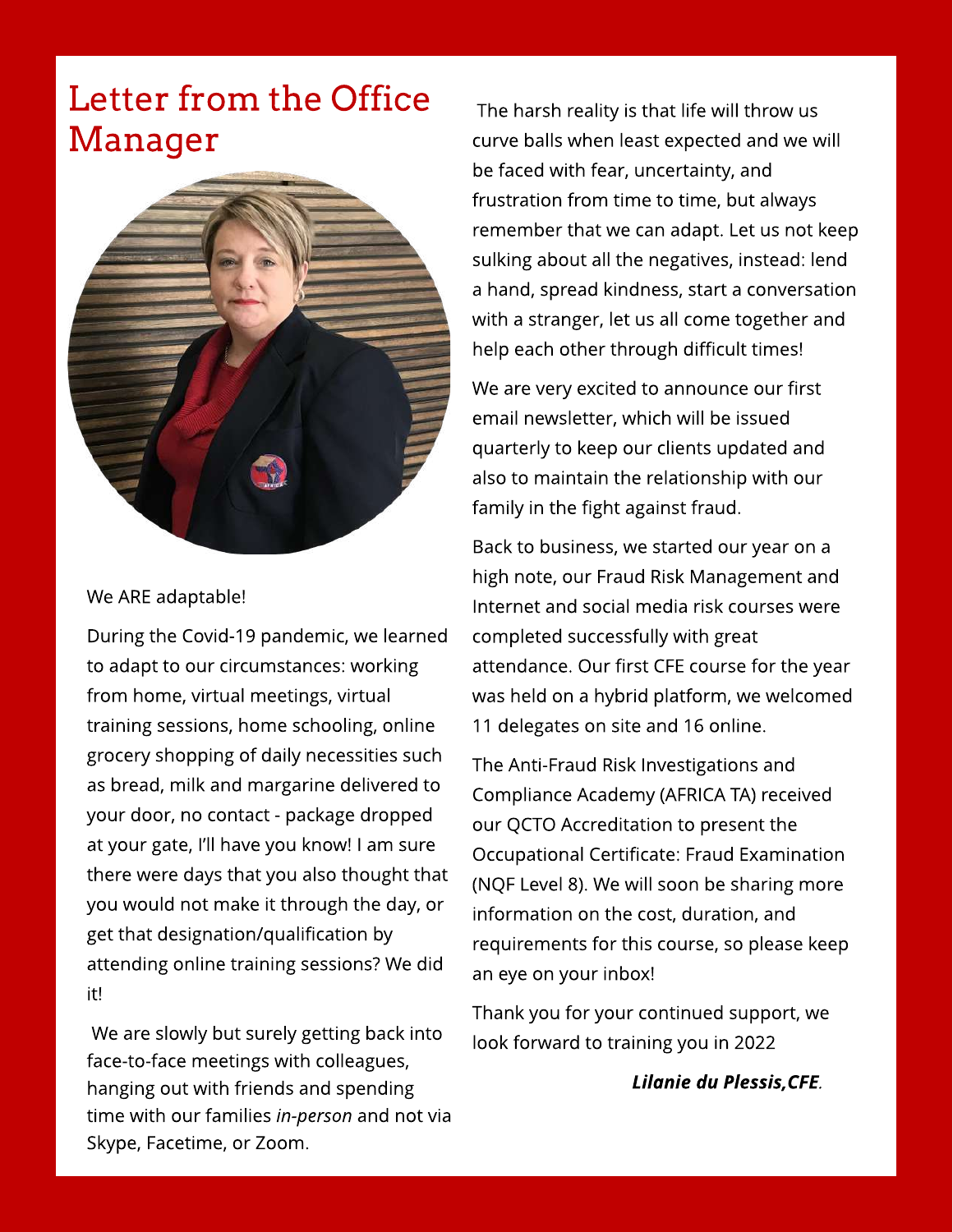# Letter from the Office Manager

We ARE adaptable!

During the Covid-19 pandemic, we learned to adapt to our circumstances: working from home, virtual meetings, virtual training sessions, home schooling, online grocery shopping of daily necessities such as bread, milk and margarine delivered to your door, no contact - package dropped at your gate, I'll have you know! I am sure there were days that you also thought that you would not make it through the day, or get that designation/qualification by attending online training sessions? We did it!

We are slowly but surely getting back into face-to-face meetings with colleagues, hanging out with friends and spending time with our families *in-person* and not via Skype, Facetime, or Zoom.

The harsh reality is that life will throw us curve balls when least expected and we will be faced with fear, uncertainty, and frustration from time to time, but always remember that we can adapt. Let us not keep sulking about all the negatives, instead: lend a hand, spread kindness, start a conversation with a stranger, let us all come together and help each other through difficult times!

We are very excited to announce our first email newsletter, which will be issued quarterly to keep our clients updated and also to maintain the relationship with our family in the fight against fraud.

Back to business, we started our year on a high note, our Fraud Risk Management and Internet and social media risk courses were completed successfully with great attendance. Our first CFE course for the year was held on a hybrid platform, we welcomed 11 delegates on site and 16 online.

The Anti-Fraud Risk Investigations and Compliance Academy (AFRICA TA) received our QCTO Accreditation to present the Occupational Certificate: Fraud Examination (NQF Level 8). We will soon be sharing more information on the cost, duration, and requirements for this course, so please keep an eye on your inbox!

Thank you for your continued support, we look forward to training you in 2022

***Lilanie du Plessis,CFE.***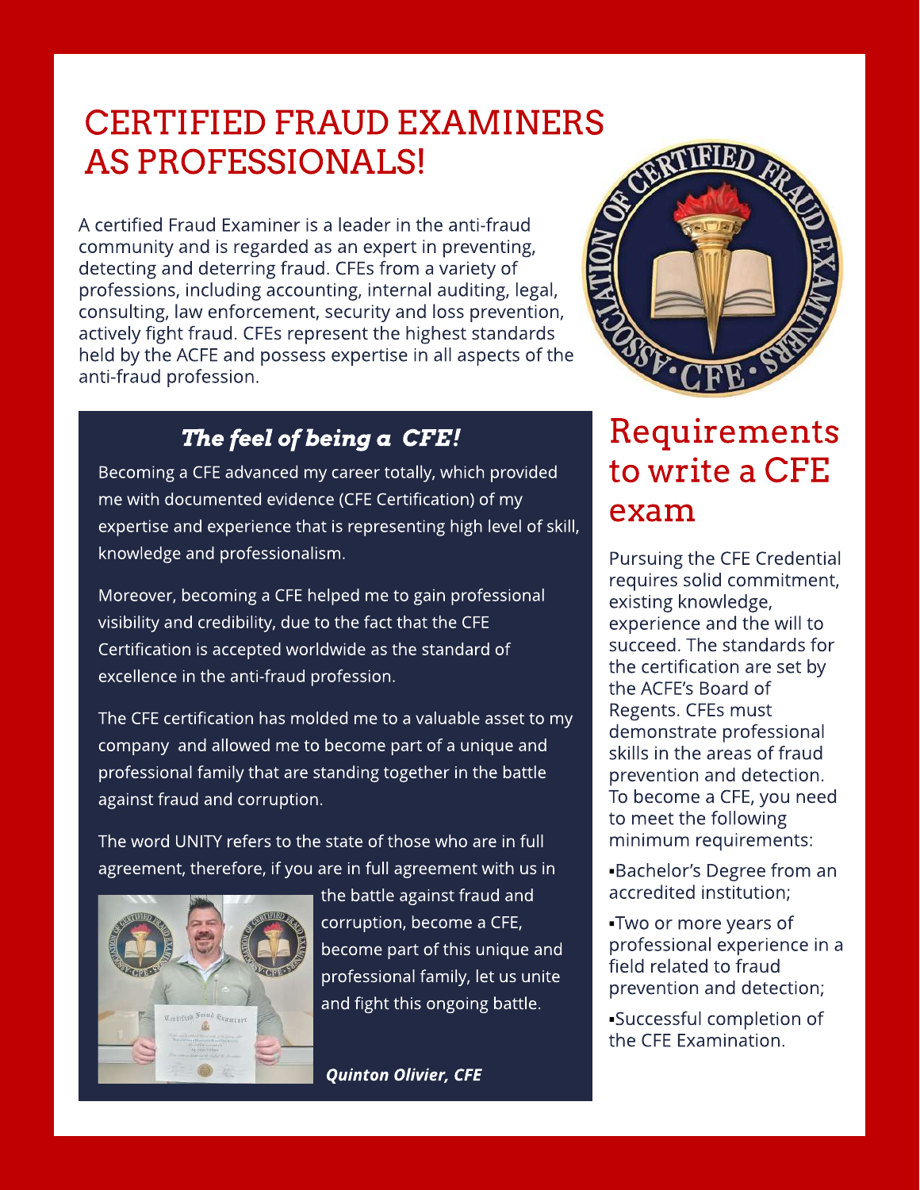# CERTIFIED FRAUD EXAMINERS AS PROFESSIONALS!

A certified Fraud Examiner is a leader in the anti-fraud community and is regarded as an expert in preventing, detecting and deterring fraud. CFEs from a variety of professions, including accounting, internal auditing, legal, consulting, law enforcement, security and loss prevention, actively fight fraud. CFEs represent the highest standards held by the ACFE and possess expertise in all aspects of the anti-fraud profession.

## *The feel of being a CFE!*

Becoming a CFE advanced my career totally, which provided me with documented evidence (CFE Certification) of my expertise and experience that is representing high level of skill, knowledge and professionalism.

Moreover, becoming a CFE helped me to gain professional visibility and credibility, due to the fact that the CFE Certification is accepted worldwide as the standard of excellence in the anti-fraud profession.

The CFE certification has molded me to a valuable asset to my company and allowed me to become part of a unique and professional family that are standing together in the battle against fraud and corruption.

The word UNITY refers to the state of those who are in full agreement, therefore, if you are in full agreement with us in the battle against fraud and corruption, become a CFE, become part of this unique and professional family, let us unite and fight this ongoing battle.

***Quinton Olivier, CFE***

## Requirements to write a CFE exam

Pursuing the CFE Credential requires solid commitment, existing knowledge, experience and the will to succeed. The standards for the certification are set by the ACFE's Board of Regents. CFEs must demonstrate professional skills in the areas of fraud prevention and detection. To become a CFE, you need to meet the following minimum requirements:

- Bachelor's Degree from an accredited institution;
- Two or more years of professional experience in a field related to fraud prevention and detection;
- Successful completion of the CFE Examination.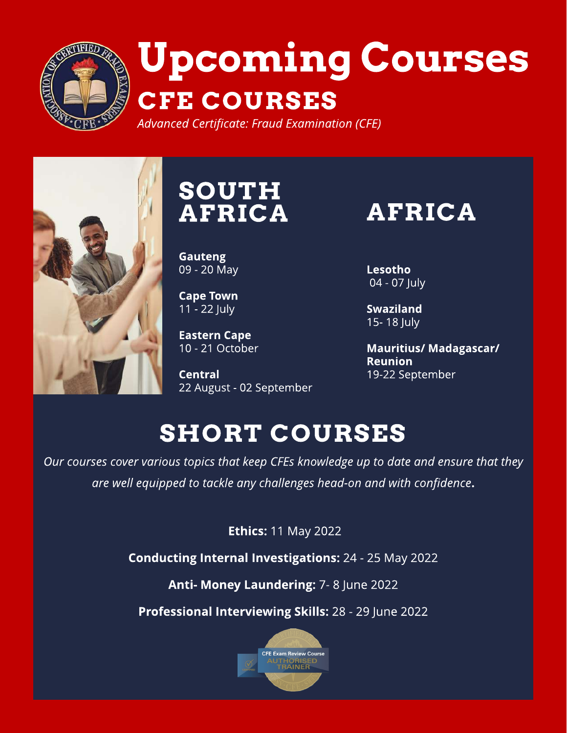# Upcoming Courses

## CFE COURSES

*Advanced Certificate: Fraud Examination (CFE)*

## SOUTH AFRICA

**Gauteng**
09 - 20 May

**Cape Town**
11 - 22 July

**Eastern Cape**
10 - 21 October

**Central**
22 August - 02 September

## AFRICA

**Lesotho**
04 - 07 July

**Swaziland**
15- 18 July

**Mauritius/ Madagascar/ Reunion**
19-22 September

## SHORT COURSES

*Our courses cover various topics that keep CFEs knowledge up to date and ensure that they are well equipped to tackle any challenges head-on and with confidence.*

**Ethics:** 11 May 2022

**Conducting Internal Investigations:** 24 - 25 May 2022

**Anti- Money Laundering:** 7- 8 June 2022

**Professional Interviewing Skills:** 28 - 29 June 2022

CFE Exam Review Course AUTHORISED TRAINER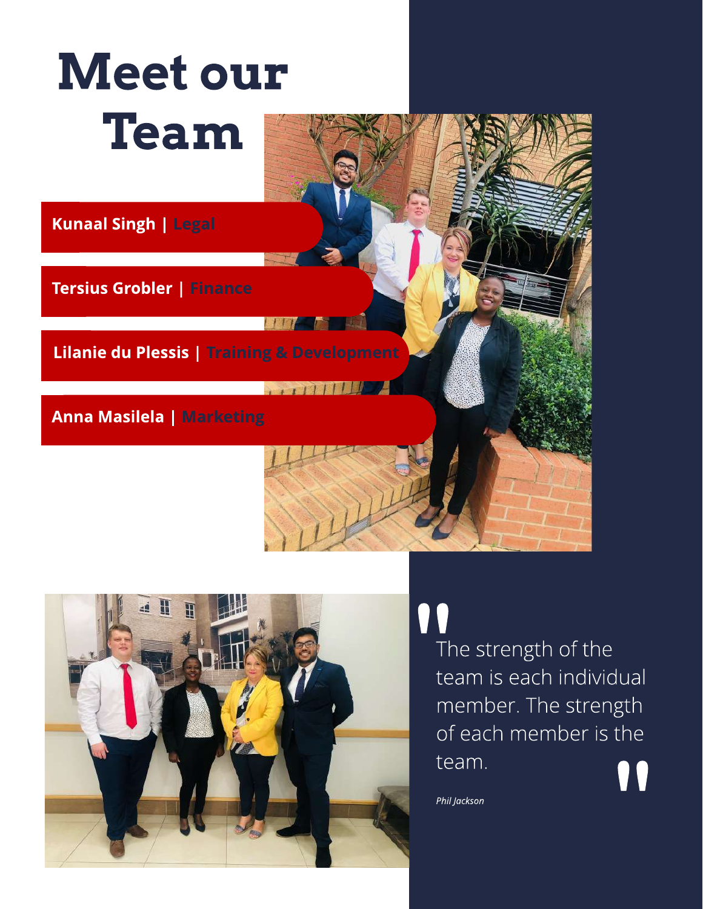# Meet our Team

**Kunaal Singh** | Legal

**Tersius Grobler** | Finance

**Lilanie du Plessis** | Training & Development

**Anna Masilela** | Marketing

> "The strength of the team is each individual member. The strength of each member is the team."
>
> *Phil Jackson*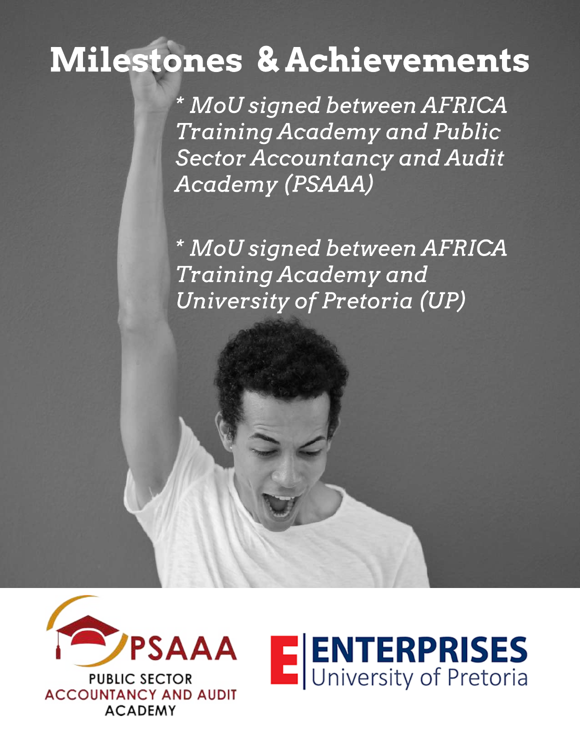# Milestones & Achievements

*\* MoU signed between AFRICA Training Academy and Public Sector Accountancy and Audit Academy (PSAAA)*

*\* MoU signed between AFRICA Training Academy and University of Pretoria (UP)*

PSAAA
PUBLIC SECTOR
ACCOUNTANCY AND AUDIT
ACADEMY

E | ENTERPRISES
University of Pretoria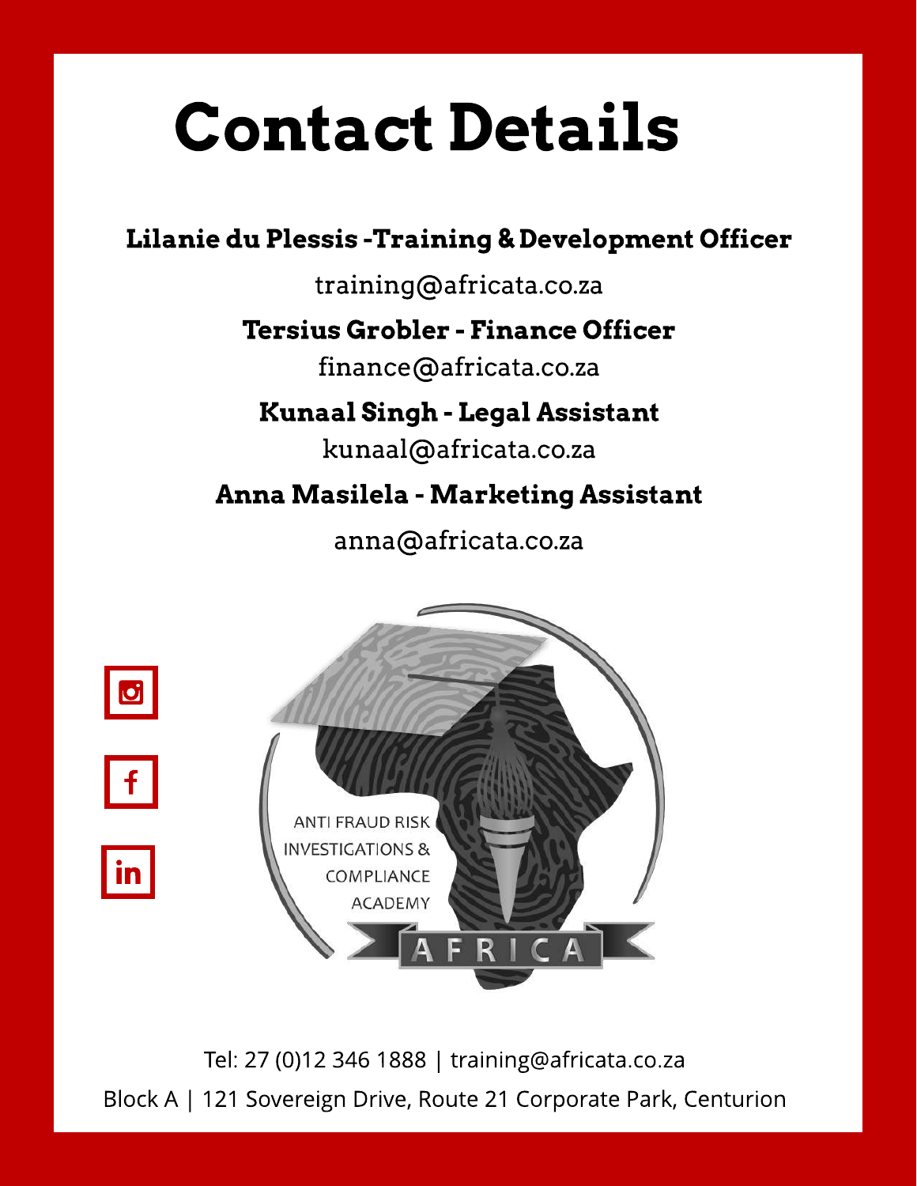# Contact Details

**Lilanie du Plessis -Training & Development Officer**

training@africata.co.za

**Tersius Grobler - Finance Officer**

finance@africata.co.za

**Kunaal Singh - Legal Assistant**

kunaal@africata.co.za

**Anna Masilela - Marketing Assistant**

anna@africata.co.za

ANTI FRAUD RISK INVESTIGATIONS & COMPLIANCE ACADEMY

AFRICA

Tel: 27 (0)12 346 1888 | training@africata.co.za

Block A | 121 Sovereign Drive, Route 21 Corporate Park, Centurion